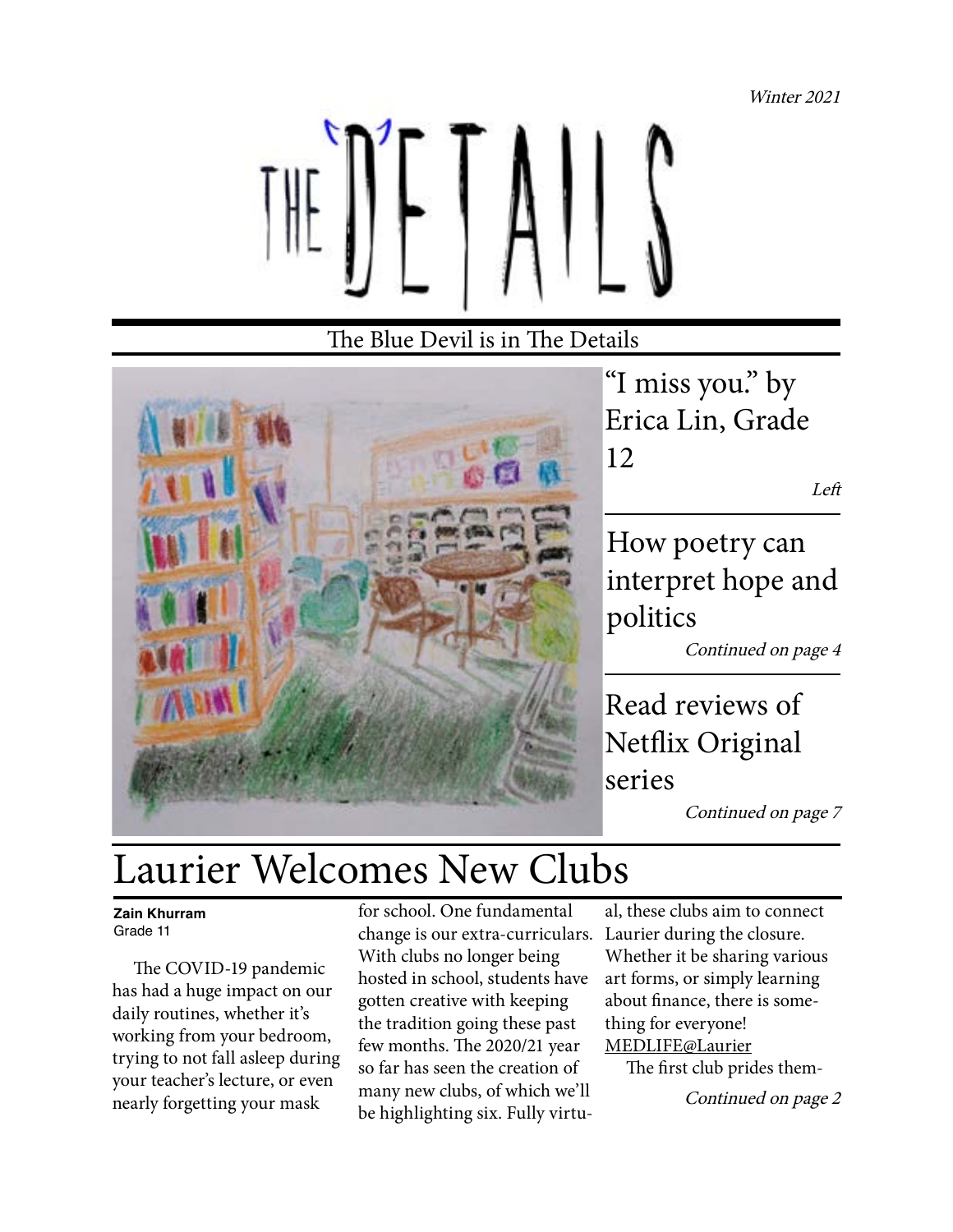*Winter 2021*

# THE DETAILS

The Blue Devil is in The Details

"I miss you." by Erica Lin, Grade 12

*Left*

How poetry can interpret hope and politics

*Continued on page 4*

Read reviews of Netflix Original series

*Continued on page 7*

## Laurier Welcomes New Clubs

**Zain Khurram**
Grade 11

The COVID-19 pandemic has had a huge impact on our daily routines, whether it's working from your bedroom, trying to not fall asleep during your teacher's lecture, or even nearly forgetting your mask for school. One fundamental change is our extra-curriculars. With clubs no longer being hosted in school, students have gotten creative with keeping the tradition going these past few months. The 2020/21 year so far has seen the creation of many new clubs, of which we'll be highlighting six. Fully virtual, these clubs aim to connect Laurier during the closure. Whether it be sharing various art forms, or simply learning about finance, there is something for everyone!

MEDLIFE@Laurier

The first club prides them-

*Continued on page 2*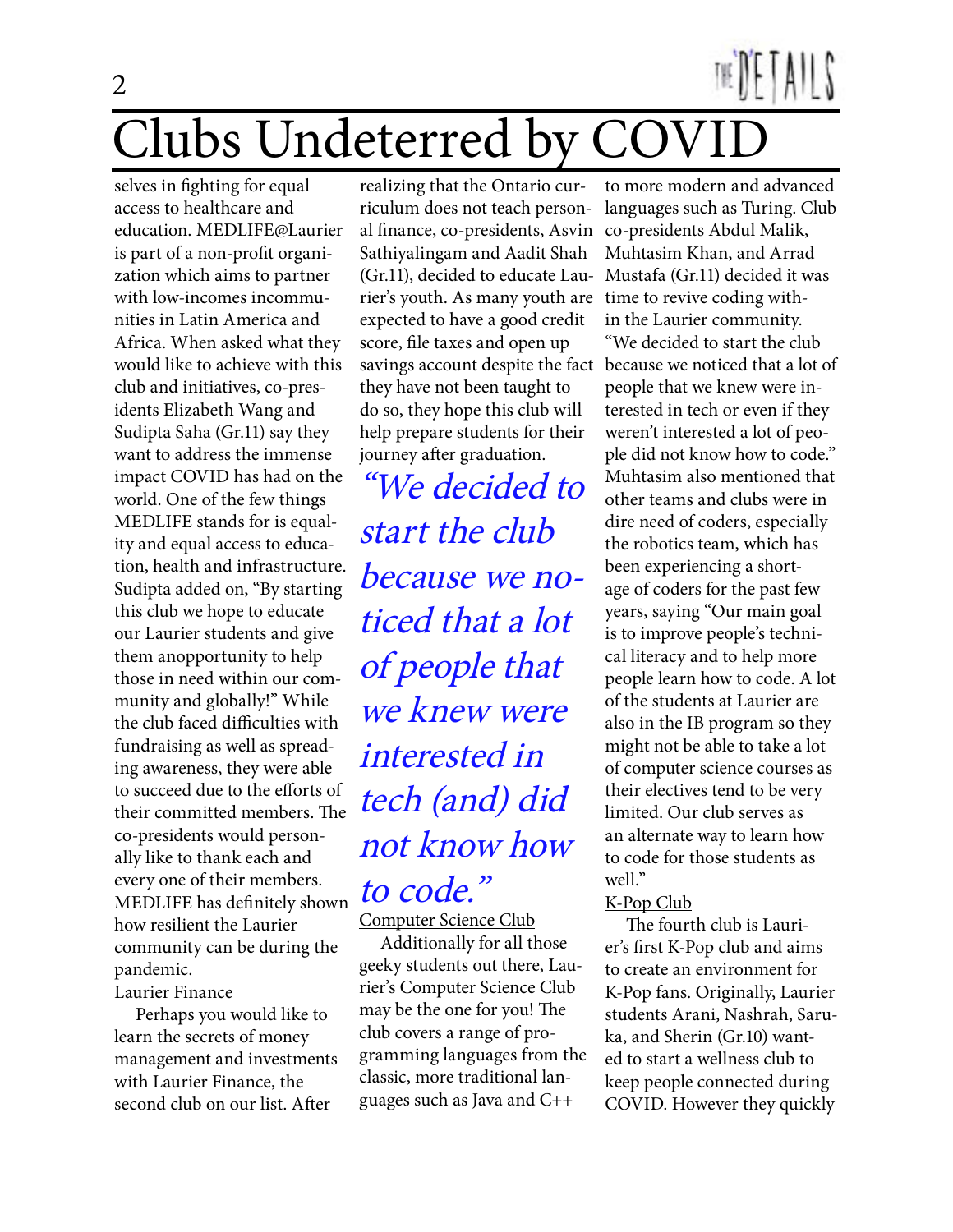# Clubs Undeterred by COVID

selves in fighting for equal access to healthcare and education. MEDLIFE@Laurier is part of a non-profit organization which aims to partner with low-incomes incommunities in Latin America and Africa. When asked what they would like to achieve with this club and initiatives, co-presidents Elizabeth Wang and Sudipta Saha (Gr.11) say they want to address the immense impact COVID has had on the world. One of the few things MEDLIFE stands for is equality and equal access to education, health and infrastructure. Sudipta added on, "By starting this club we hope to educate our Laurier students and give them anopportunity to help those in need within our community and globally!" While the club faced difficulties with fundraising as well as spreading awareness, they were able to succeed due to the efforts of their committed members. The co-presidents would personally like to thank each and every one of their members. MEDLIFE has definitely shown how resilient the Laurier community can be during the pandemic.

<u>Laurier Finance</u>

Perhaps you would like to learn the secrets of money management and investments with Laurier Finance, the second club on our list. After realizing that the Ontario curriculum does not teach personal finance, co-presidents, Asvin Sathiyalingam and Aadit Shah (Gr.11), decided to educate Laurier's youth. As many youth are expected to have a good credit score, file taxes and open up savings account despite the fact they have not been taught to do so, they hope this club will help prepare students for their journey after graduation.

> *"We decided to start the club because we noticed that a lot of people that we knew were interested in tech (and) did not know how to code."*

<u>Computer Science Club</u>

Additionally for all those geeky students out there, Laurier's Computer Science Club may be the one for you! The club covers a range of programming languages from the classic, more traditional languages such as Java and C++ to more modern and advanced languages such as Turing. Club co-presidents Abdul Malik, Muhtasim Khan, and Arrad Mustafa (Gr.11) decided it was time to revive coding within the Laurier community. "We decided to start the club because we noticed that a lot of people that we knew were interested in tech or even if they weren't interested a lot of people did not know how to code." Muhtasim also mentioned that other teams and clubs were in dire need of coders, especially the robotics team, which has been experiencing a shortage of coders for the past few years, saying "Our main goal is to improve people's technical literacy and to help more people learn how to code. A lot of the students at Laurier are also in the IB program so they might not be able to take a lot of computer science courses as their electives tend to be very limited. Our club serves as an alternate way to learn how to code for those students as well."

<u>K-Pop Club</u>

The fourth club is Laurier's first K-Pop club and aims to create an environment for K-Pop fans. Originally, Laurier students Arani, Nashrah, Saruka, and Sherin (Gr.10) wanted to start a wellness club to keep people connected during COVID. However they quickly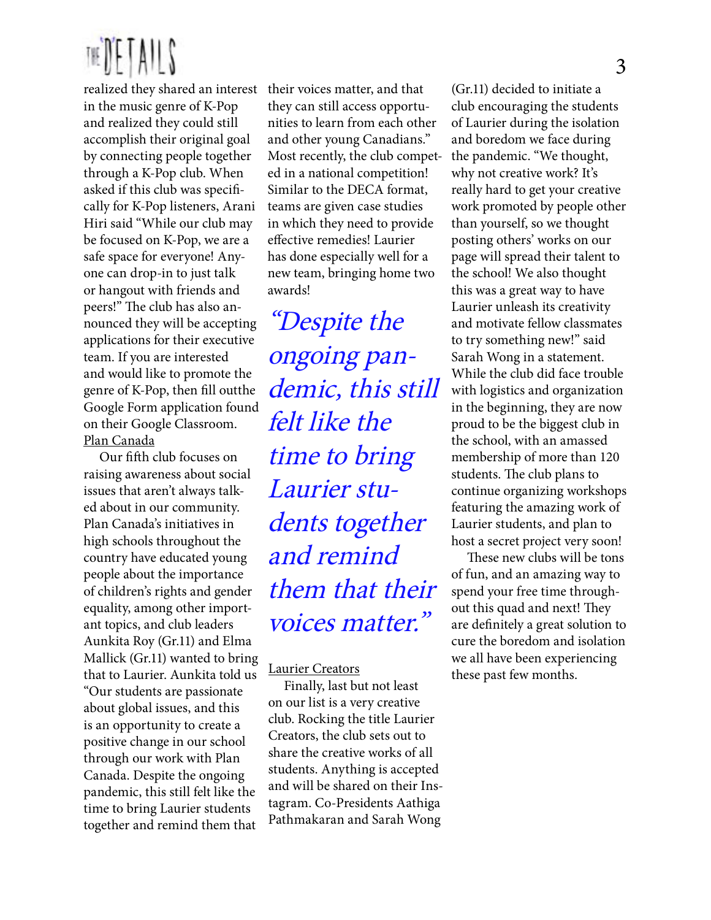realized they shared an interest in the music genre of K-Pop and realized they could still accomplish their original goal by connecting people together through a K-Pop club. When asked if this club was specifically for K-Pop listeners, Arani Hiri said "While our club may be focused on K-Pop, we are a safe space for everyone! Anyone can drop-in to just talk or hangout with friends and peers!" The club has also announced they will be accepting applications for their executive team. If you are interested and would like to promote the genre of K-Pop, then fill outthe Google Form application found on their Google Classroom.

Plan Canada

Our fifth club focuses on raising awareness about social issues that aren't always talked about in our community. Plan Canada's initiatives in high schools throughout the country have educated young people about the importance of children's rights and gender equality, among other important topics, and club leaders Aunkita Roy (Gr.11) and Elma Mallick (Gr.11) wanted to bring that to Laurier. Aunkita told us "Our students are passionate about global issues, and this is an opportunity to create a positive change in our school through our work with Plan Canada. Despite the ongoing pandemic, this still felt like the time to bring Laurier students together and remind them that their voices matter, and that they can still access opportunities to learn from each other and other young Canadians." Most recently, the club competed in a national competition! Similar to the DECA format, teams are given case studies in which they need to provide effective remedies! Laurier has done especially well for a new team, bringing home two awards!

*"Despite the ongoing pandemic, this still felt like the time to bring Laurier students together and remind them that their voices matter."*

Laurier Creators

Finally, last but not least on our list is a very creative club. Rocking the title Laurier Creators, the club sets out to share the creative works of all students. Anything is accepted and will be shared on their Instagram. Co-Presidents Aathiga Pathmakaran and Sarah Wong (Gr.11) decided to initiate a club encouraging the students of Laurier during the isolation and boredom we face during the pandemic. "We thought, why not creative work? It's really hard to get your creative work promoted by people other than yourself, so we thought posting others' works on our page will spread their talent to the school! We also thought this was a great way to have Laurier unleash its creativity and motivate fellow classmates to try something new!" said Sarah Wong in a statement. While the club did face trouble with logistics and organization in the beginning, they are now proud to be the biggest club in the school, with an amassed membership of more than 120 students. The club plans to continue organizing workshops featuring the amazing work of Laurier students, and plan to host a secret project very soon!

These new clubs will be tons of fun, and an amazing way to spend your free time throughout this quad and next! They are definitely a great solution to cure the boredom and isolation we all have been experiencing these past few months.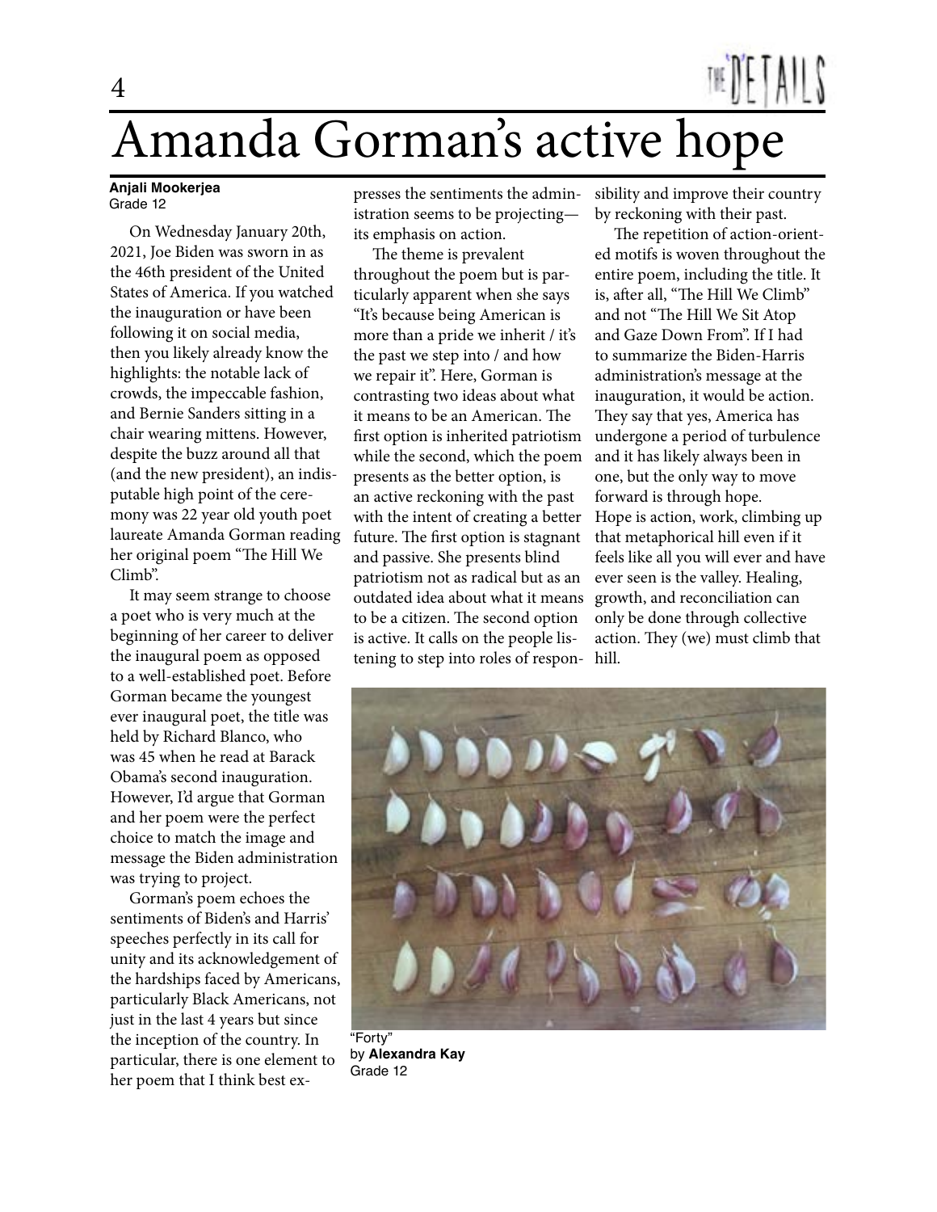# Amanda Gorman's active hope

**Anjali Mookerjea**
Grade 12

On Wednesday January 20th, 2021, Joe Biden was sworn in as the 46th president of the United States of America. If you watched the inauguration or have been following it on social media, then you likely already know the highlights: the notable lack of crowds, the impeccable fashion, and Bernie Sanders sitting in a chair wearing mittens. However, despite the buzz around all that (and the new president), an indisputable high point of the ceremony was 22 year old youth poet laureate Amanda Gorman reading her original poem "The Hill We Climb".

It may seem strange to choose a poet who is very much at the beginning of her career to deliver the inaugural poem as opposed to a well-established poet. Before Gorman became the youngest ever inaugural poet, the title was held by Richard Blanco, who was 45 when he read at Barack Obama's second inauguration. However, I'd argue that Gorman and her poem were the perfect choice to match the image and message the Biden administration was trying to project.

Gorman's poem echoes the sentiments of Biden's and Harris' speeches perfectly in its call for unity and its acknowledgement of the hardships faced by Americans, particularly Black Americans, not just in the last 4 years but since the inception of the country. In particular, there is one element to her poem that I think best expresses the sentiments the administration seems to be projecting—its emphasis on action.

The theme is prevalent throughout the poem but is particularly apparent when she says "It's because being American is more than a pride we inherit / it's the past we step into / and how we repair it". Here, Gorman is contrasting two ideas about what it means to be an American. The first option is inherited patriotism while the second, which the poem presents as the better option, is an active reckoning with the past with the intent of creating a better future. The first option is stagnant and passive. She presents blind patriotism not as radical but as an outdated idea about what it means to be a citizen. The second option is active. It calls on the people listening to step into roles of responsibility and improve their country by reckoning with their past.

The repetition of action-oriented motifs is woven throughout the entire poem, including the title. It is, after all, "The Hill We Climb" and not "The Hill We Sit Atop and Gaze Down From". If I had to summarize the Biden-Harris administration's message at the inauguration, it would be action. They say that yes, America has undergone a period of turbulence and it has likely always been in one, but the only way to move forward is through hope.
Hope is action, work, climbing up that metaphorical hill even if it feels like all you will ever and have ever seen is the valley. Healing, growth, and reconciliation can only be done through collective action. They (we) must climb that hill.

"Forty"
by **Alexandra Kay**
Grade 12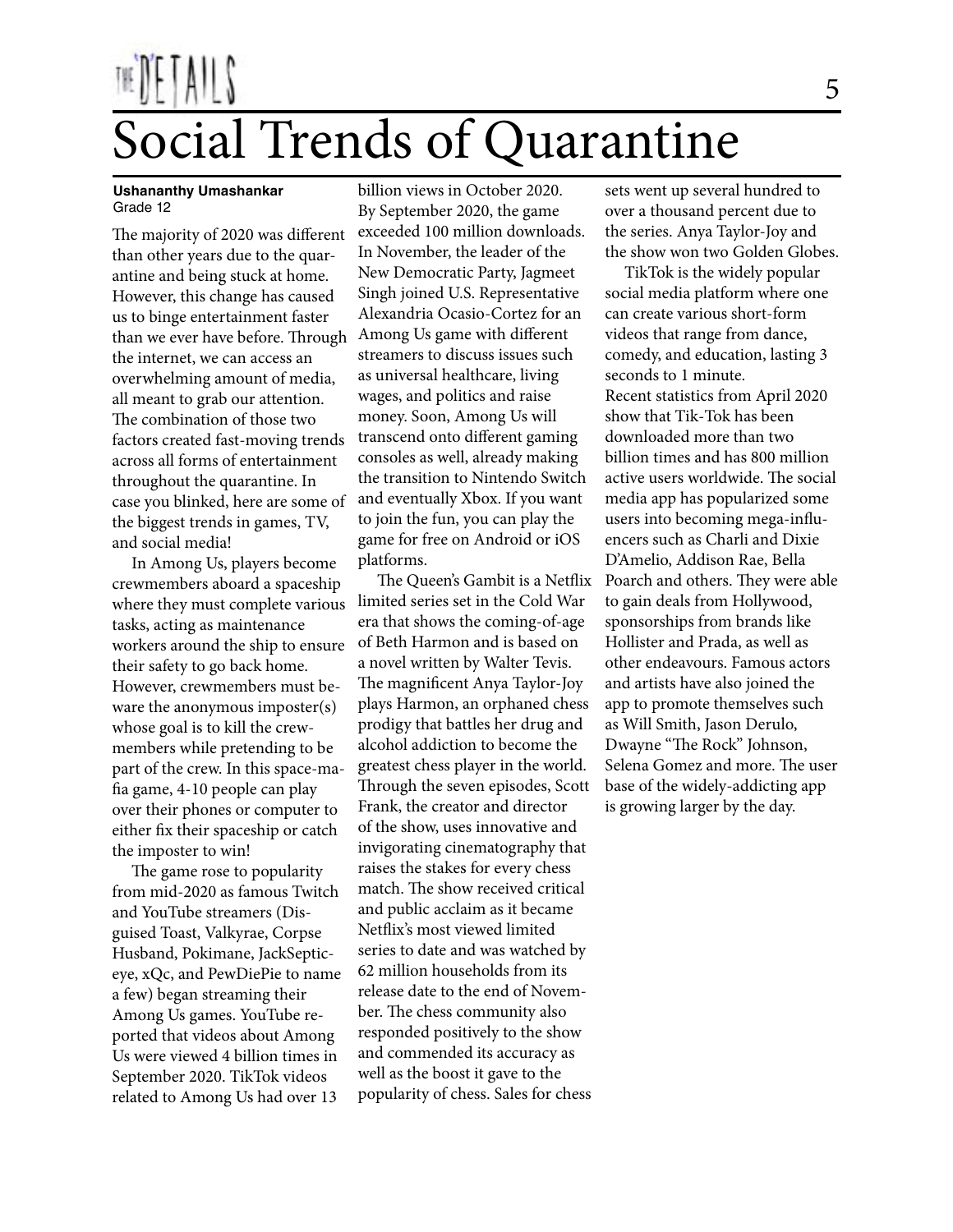# Social Trends of Quarantine

**Ushananthy Umashankar**
Grade 12

The majority of 2020 was different than other years due to the quarantine and being stuck at home. However, this change has caused us to binge entertainment faster than we ever have before. Through the internet, we can access an overwhelming amount of media, all meant to grab our attention. The combination of those two factors created fast-moving trends across all forms of entertainment throughout the quarantine. In case you blinked, here are some of the biggest trends in games, TV, and social media!

In Among Us, players become crewmembers aboard a spaceship where they must complete various tasks, acting as maintenance workers around the ship to ensure their safety to go back home. However, crewmembers must beware the anonymous imposter(s) whose goal is to kill the crewmembers while pretending to be part of the crew. In this space-mafia game, 4-10 people can play over their phones or computer to either fix their spaceship or catch the imposter to win!

The game rose to popularity from mid-2020 as famous Twitch and YouTube streamers (Disguised Toast, Valkyrae, Corpse Husband, Pokimane, JackSepticeye, xQc, and PewDiePie to name a few) began streaming their Among Us games. YouTube reported that videos about Among Us were viewed 4 billion times in September 2020. TikTok videos related to Among Us had over 13 billion views in October 2020. By September 2020, the game exceeded 100 million downloads. In November, the leader of the New Democratic Party, Jagmeet Singh joined U.S. Representative Alexandria Ocasio-Cortez for an Among Us game with different streamers to discuss issues such as universal healthcare, living wages, and politics and raise money. Soon, Among Us will transcend onto different gaming consoles as well, already making the transition to Nintendo Switch and eventually Xbox. If you want to join the fun, you can play the game for free on Android or iOS platforms.

The Queen's Gambit is a Netflix limited series set in the Cold War era that shows the coming-of-age of Beth Harmon and is based on a novel written by Walter Tevis. The magnificent Anya Taylor-Joy plays Harmon, an orphaned chess prodigy that battles her drug and alcohol addiction to become the greatest chess player in the world. Through the seven episodes, Scott Frank, the creator and director of the show, uses innovative and invigorating cinematography that raises the stakes for every chess match. The show received critical and public acclaim as it became Netflix's most viewed limited series to date and was watched by 62 million households from its release date to the end of November. The chess community also responded positively to the show and commended its accuracy as well as the boost it gave to the popularity of chess. Sales for chess sets went up several hundred to over a thousand percent due to the series. Anya Taylor-Joy and the show won two Golden Globes.

TikTok is the widely popular social media platform where one can create various short-form videos that range from dance, comedy, and education, lasting 3 seconds to 1 minute.
Recent statistics from April 2020 show that Tik-Tok has been downloaded more than two billion times and has 800 million active users worldwide. The social media app has popularized some users into becoming mega-influencers such as Charli and Dixie D'Amelio, Addison Rae, Bella Poarch and others. They were able to gain deals from Hollywood, sponsorships from brands like Hollister and Prada, as well as other endeavours. Famous actors and artists have also joined the app to promote themselves such as Will Smith, Jason Derulo, Dwayne "The Rock" Johnson, Selena Gomez and more. The user base of the widely-addicting app is growing larger by the day.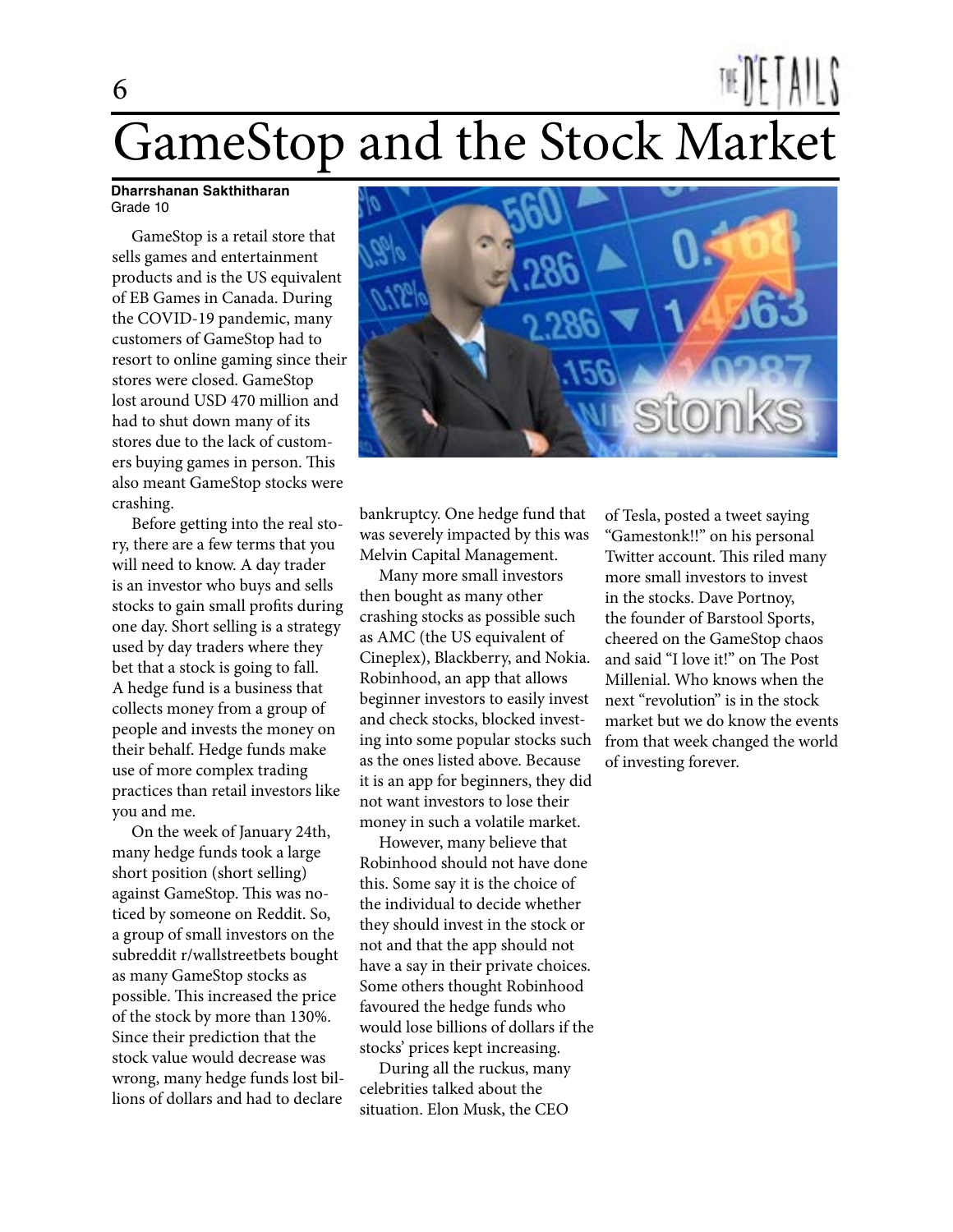# GameStop and the Stock Market

**Dharrshanan Sakthitharan**
Grade 10

GameStop is a retail store that sells games and entertainment products and is the US equivalent of EB Games in Canada. During the COVID-19 pandemic, many customers of GameStop had to resort to online gaming since their stores were closed. GameStop lost around USD 470 million and had to shut down many of its stores due to the lack of customers buying games in person. This also meant GameStop stocks were crashing.

Before getting into the real story, there are a few terms that you will need to know. A day trader is an investor who buys and sells stocks to gain small profits during one day. Short selling is a strategy used by day traders where they bet that a stock is going to fall. A hedge fund is a business that collects money from a group of people and invests the money on their behalf. Hedge funds make use of more complex trading practices than retail investors like you and me.

On the week of January 24th, many hedge funds took a large short position (short selling) against GameStop. This was noticed by someone on Reddit. So, a group of small investors on the subreddit r/wallstreetbets bought as many GameStop stocks as possible. This increased the price of the stock by more than 130%. Since their prediction that the stock value would decrease was wrong, many hedge funds lost billions of dollars and had to declare bankruptcy. One hedge fund that was severely impacted by this was Melvin Capital Management.

Many more small investors then bought as many other crashing stocks as possible such as AMC (the US equivalent of Cineplex), Blackberry, and Nokia. Robinhood, an app that allows beginner investors to easily invest and check stocks, blocked investing into some popular stocks such as the ones listed above. Because it is an app for beginners, they did not want investors to lose their money in such a volatile market.

However, many believe that Robinhood should not have done this. Some say it is the choice of the individual to decide whether they should invest in the stock or not and that the app should not have a say in their private choices. Some others thought Robinhood favoured the hedge funds who would lose billions of dollars if the stocks' prices kept increasing.

During all the ruckus, many celebrities talked about the situation. Elon Musk, the CEO of Tesla, posted a tweet saying "Gamestonk!!" on his personal Twitter account. This riled many more small investors to invest in the stocks. Dave Portnoy, the founder of Barstool Sports, cheered on the GameStop chaos and said "I love it!" on The Post Millenial. Who knows when the next "revolution" is in the stock market but we do know the events from that week changed the world of investing forever.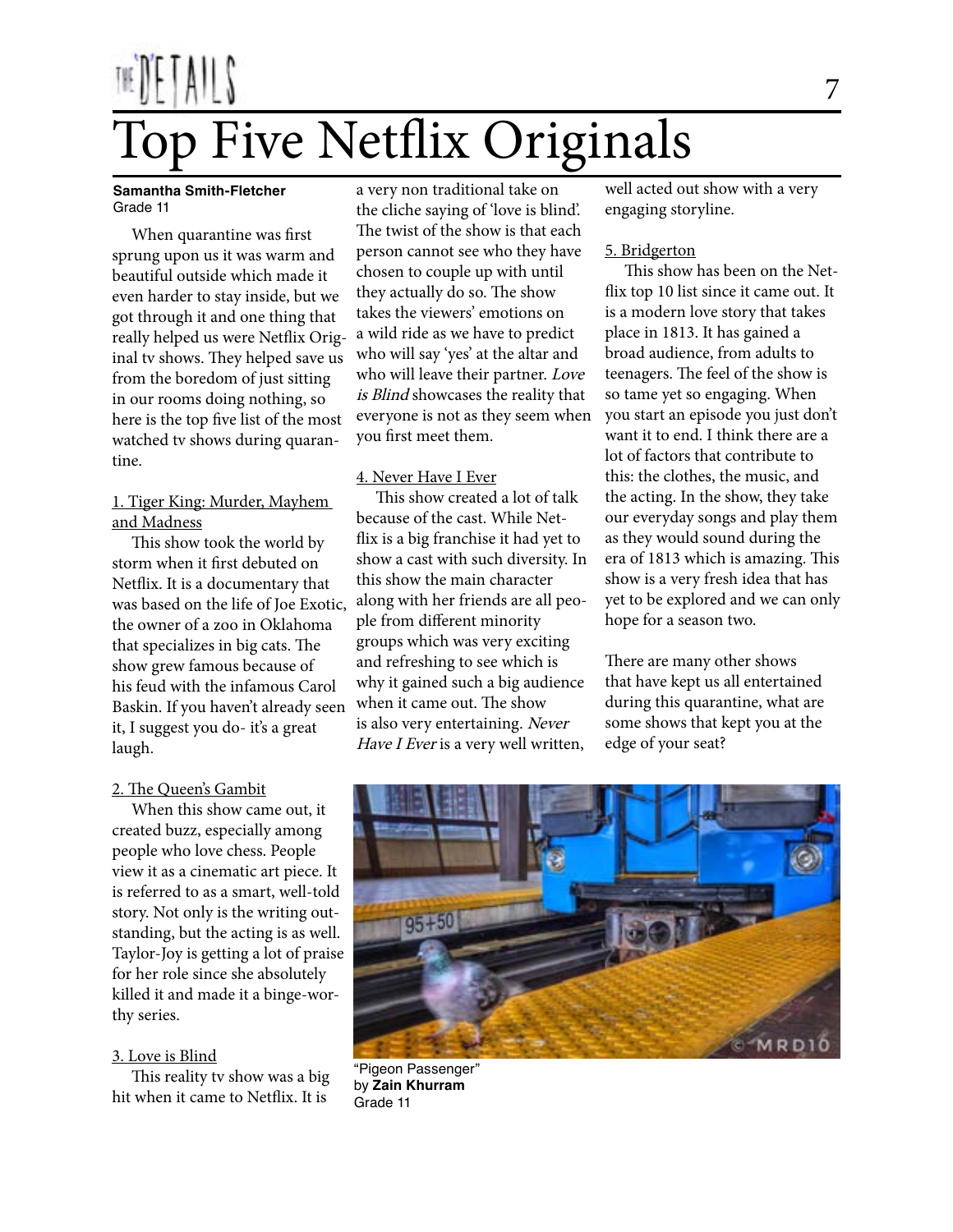# Top Five Netflix Originals

**Samantha Smith-Fletcher**
Grade 11

When quarantine was first sprung upon us it was warm and beautiful outside which made it even harder to stay inside, but we got through it and one thing that really helped us were Netflix Original tv shows. They helped save us from the boredom of just sitting in our rooms doing nothing, so here is the top five list of the most watched tv shows during quarantine.

1. Tiger King: Murder, Mayhem and Madness

This show took the world by storm when it first debuted on Netflix. It is a documentary that was based on the life of Joe Exotic, the owner of a zoo in Oklahoma that specializes in big cats. The show grew famous because of his feud with the infamous Carol Baskin. If you haven't already seen it, I suggest you do- it's a great laugh.

2. The Queen's Gambit

When this show came out, it created buzz, especially among people who love chess. People view it as a cinematic art piece. It is referred to as a smart, well-told story. Not only is the writing outstanding, but the acting is as well. Taylor-Joy is getting a lot of praise for her role since she absolutely killed it and made it a binge-worthy series.

3. Love is Blind

This reality tv show was a big hit when it came to Netflix. It is a very non traditional take on the cliche saying of 'love is blind'. The twist of the show is that each person cannot see who they have chosen to couple up with until they actually do so. The show takes the viewers' emotions on a wild ride as we have to predict who will say 'yes' at the altar and who will leave their partner. *Love is Blind* showcases the reality that everyone is not as they seem when you first meet them.

4. Never Have I Ever

This show created a lot of talk because of the cast. While Netflix is a big franchise it had yet to show a cast with such diversity. In this show the main character along with her friends are all people from different minority groups which was very exciting and refreshing to see which is why it gained such a big audience when it came out. The show is also very entertaining. *Never Have I Ever* is a very well written, well acted out show with a very engaging storyline.

5. Bridgerton

This show has been on the Netflix top 10 list since it came out. It is a modern love story that takes place in 1813. It has gained a broad audience, from adults to teenagers. The feel of the show is so tame yet so engaging. When you start an episode you just don't want it to end. I think there are a lot of factors that contribute to this: the clothes, the music, and the acting. In the show, they take our everyday songs and play them as they would sound during the era of 1813 which is amazing. This show is a very fresh idea that has yet to be explored and we can only hope for a season two.

There are many other shows that have kept us all entertained during this quarantine, what are some shows that kept you at the edge of your seat?

"Pigeon Passenger"
by **Zain Khurram**
Grade 11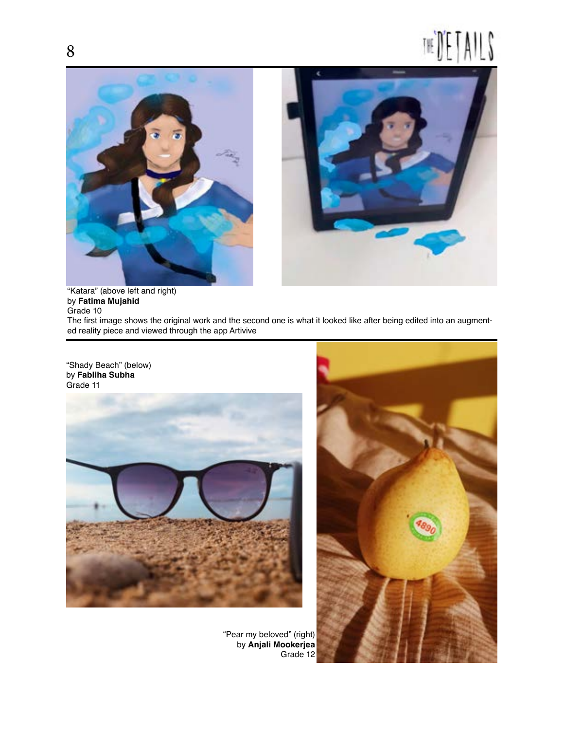"Katara" (above left and right)
by **Fatima Mujahid**
Grade 10
The first image shows the original work and the second one is what it looked like after being edited into an augmented reality piece and viewed through the app Artivive

"Shady Beach" (below)
by **Fabliha Subha**
Grade 11

"Pear my beloved" (right)
by **Anjali Mookerjea**
Grade 12